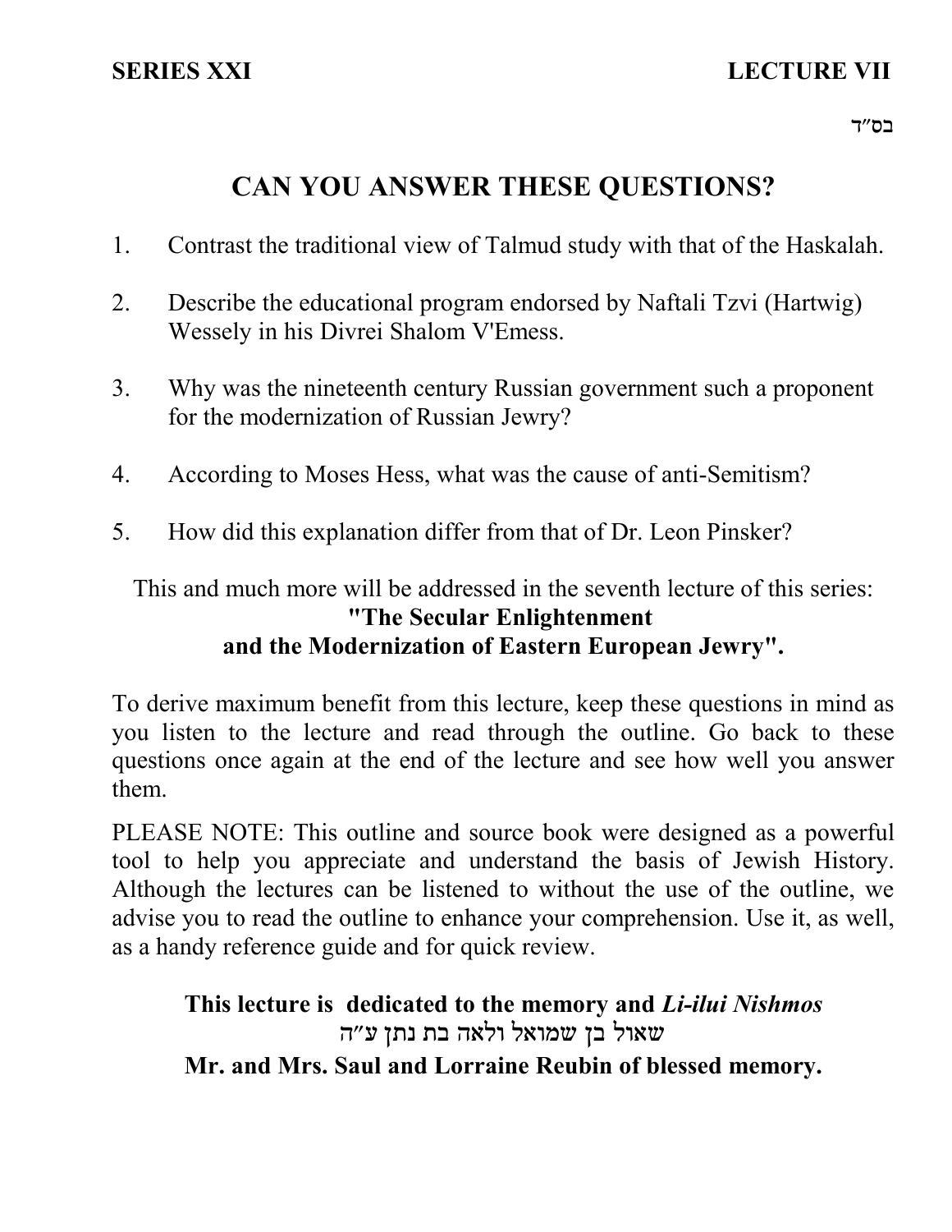SERIES XXI LECTURE VII

בס״ד

# CAN YOU ANSWER THESE QUESTIONS?

1. Contrast the traditional view of Talmud study with that of the Haskalah.

2. Describe the educational program endorsed by Naftali Tzvi (Hartwig) Wessely in his Divrei Shalom V'Emess.

3. Why was the nineteenth century Russian government such a proponent for the modernization of Russian Jewry?

4. According to Moses Hess, what was the cause of anti-Semitism?

5. How did this explanation differ from that of Dr. Leon Pinsker?

This and much more will be addressed in the seventh lecture of this series:
**"The Secular Enlightenment and the Modernization of Eastern European Jewry".**

To derive maximum benefit from this lecture, keep these questions in mind as you listen to the lecture and read through the outline. Go back to these questions once again at the end of the lecture and see how well you answer them.

PLEASE NOTE: This outline and source book were designed as a powerful tool to help you appreciate and understand the basis of Jewish History. Although the lectures can be listened to without the use of the outline, we advise you to read the outline to enhance your comprehension. Use it, as well, as a handy reference guide and for quick review.

**This lecture is dedicated to the memory and *Li-ilui Nishmos***
**שאול בן שמואל ולאה בת נתן ע״ה**
**Mr. and Mrs. Saul and Lorraine Reubin of blessed memory.**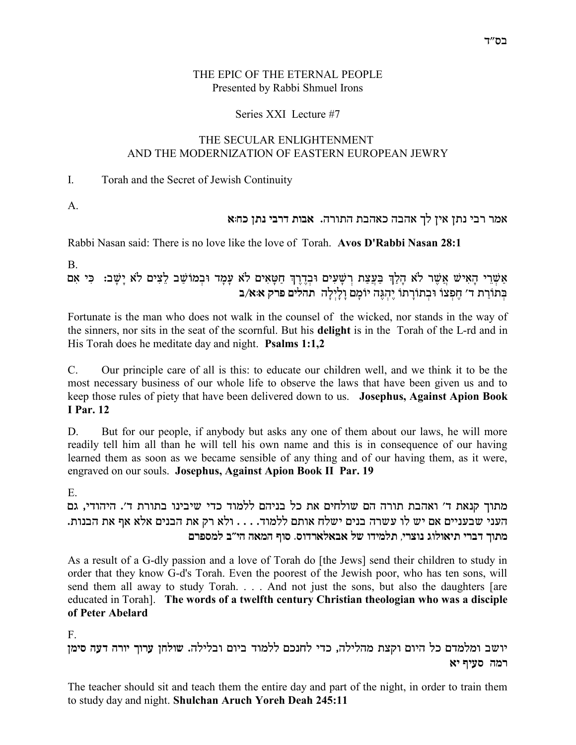בס"ד

THE EPIC OF THE ETERNAL PEOPLE
Presented by Rabbi Shmuel Irons

Series XXI Lecture #7

# THE SECULAR ENLIGHTENMENT AND THE MODERNIZATION OF EASTERN EUROPEAN JEWRY

## I. Torah and the Secret of Jewish Continuity

A.

אמר רבי נתן אין לך אהבה כאהבת התורה. **אבות דרבי נתן כח:א**

Rabbi Nasan said: There is no love like the love of Torah. **Avos D'Rabbi Nasan 28:1**

B.

אַשְׁרֵי הָאִישׁ אֲשֶׁר לֹא הָלַךְ בַּעֲצַת רְשָׁעִים וּבְדֶרֶךְ חַטָּאִים לֹא עָמָד וּבְמוֹשַׁב לֵצִים לֹא יָשָׁב: כִּי אִם בְּתוֹרַת ד' חֶפְצוֹ וּבְתוֹרָתוֹ יֶהְגֶּה יוֹמָם וָלָיְלָה **תהלים פרק א:א/ב**

Fortunate is the man who does not walk in the counsel of the wicked, nor stands in the way of the sinners, nor sits in the seat of the scornful. But his **delight** is in the Torah of the L-rd and in His Torah does he meditate day and night. **Psalms 1:1,2**

C. Our principle care of all is this: to educate our children well, and we think it to be the most necessary business of our whole life to observe the laws that have been given us and to keep those rules of piety that have been delivered down to us. **Josephus, Against Apion Book I Par. 12**

D. But for our people, if anybody but asks any one of them about our laws, he will more readily tell him all than he will tell his own name and this is in consequence of our having learned them as soon as we became sensible of any thing and of our having them, as it were, engraved on our souls. **Josephus, Against Apion Book II Par. 19**

E.

מתוך קנאת ד' ואהבת תורה הם שולחים את כל בניהם ללמוד כדי שיבינו בתורת ד'. היהודי, גם העני שבעניים אם יש לו עשרה בנים ישלח אותם ללמוד. . . . ולא רק את הבנים אלא אף את הבנות. **מתוך דברי תיאולוג נוצרי, תלמידו של אבאלארדוס. סוף המאה הי"ב למספרם**

As a result of a G-dly passion and a love of Torah do [the Jews] send their children to study in order that they know G-d's Torah. Even the poorest of the Jewish poor, who has ten sons, will send them all away to study Torah. . . . And not just the sons, but also the daughters [are educated in Torah]. **The words of a twelfth century Christian theologian who was a disciple of Peter Abelard**

F.

**יושב ומלמדם כל היום וקצת מהלילה, כדי לחנכם ללמוד ביום ובלילה. שולחן ערוך יורה דעה סימן רמה סעיף יא**

The teacher should sit and teach them the entire day and part of the night, in order to train them to study day and night. **Shulchan Aruch Yoreh Deah 245:11**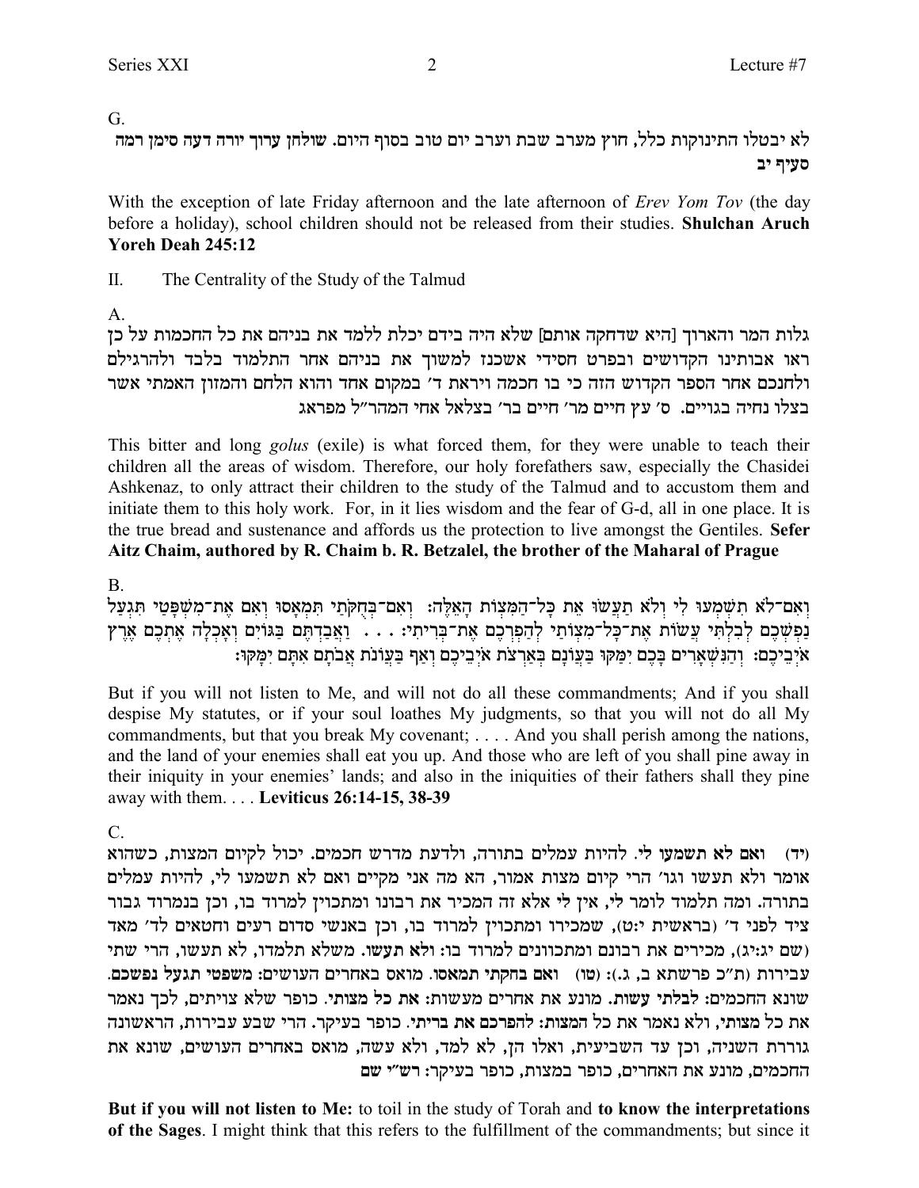G.

**לא יבטלו התינוקות כלל, חוץ מערב שבת וערב יום טוב בסוף היום. שולחן ערוך יורה דעה סימן רמה סעיף יב**

With the exception of late Friday afternoon and the late afternoon of *Erev Yom Tov* (the day before a holiday), school children should not be released from their studies. **Shulchan Aruch Yoreh Deah 245:12**

II. The Centrality of the Study of the Talmud

A.

גלות המר והארוך [היא שדחקה אותם] שלא היה בידם יכלת ללמד את בניהם את כל החכמות על כן ראו אבותינו הקדושים ובפרט חסידי אשכנז למשוך את בניהם אחר התלמוד בלבד ולהרגילם ולחנכם אחר הספר הקדוש הזה כי בו חכמה ויראת ד' במקום אחד והוא הלחם והמזון האמתי אשר בצלו נחיה בגויים. **ס' עץ חיים מר' חיים בר' בצלאל אחי המהר"ל מפראג**

This bitter and long *golus* (exile) is what forced them, for they were unable to teach their children all the areas of wisdom. Therefore, our holy forefathers saw, especially the Chasidei Ashkenaz, to only attract their children to the study of the Talmud and to accustom them and initiate them to this holy work. For, in it lies wisdom and the fear of G-d, all in one place. It is the true bread and sustenance and affords us the protection to live amongst the Gentiles. **Sefer Aitz Chaim, authored by R. Chaim b. R. Betzalel, the brother of the Maharal of Prague**

B.

וְאִם־לֹא תִשְׁמְעוּ לִי וְלֹא תַעֲשׂוּ אֵת כָּל־הַמִּצְוֹת הָאֵלֶּה: וְאִם־בְּחֻקֹּתַי תִּמְאָסוּ וְאִם אֶת־מִשְׁפָּטַי תִּגְעַל נַפְשְׁכֶם לְבִלְתִּי עֲשׂוֹת אֶת־כָּל־מִצְוֹתַי לְהַפְרְכֶם אֶת־בְּרִיתִי: . . . וַאֲבַדְתֶּם בַּגּוֹיִם וְאָכְלָה אֶתְכֶם אֶרֶץ אֹיְבֵיכֶם: וְהַנִּשְׁאָרִים בָּכֶם יִמַּקּוּ בַּעֲוֹנָם בְּאַרְצֹת אֹיְבֵיכֶם וְאַף בַּעֲוֹנֹת אֲבֹתָם אִתָּם יִמָּקּוּ:

But if you will not listen to Me, and will not do all these commandments; And if you shall despise My statutes, or if your soul loathes My judgments, so that you will not do all My commandments, but that you break My covenant; . . . . And you shall perish among the nations, and the land of your enemies shall eat you up. And those who are left of you shall pine away in their iniquity in your enemies' lands; and also in the iniquities of their fathers shall they pine away with them. . . . **Leviticus 26:14-15, 38-39**

C.

(יד) **ואם לא תשמעו לי**. להיות עמלים בתורה, ולדעת מדרש חכמים. יכול לקיום המצות, כשהוא אומר ולא תעשו וגו' הרי קיום מצות אמור, הא מה אני מקיים ואם לא תשמעו לי, להיות עמלים בתורה. ומה תלמוד לומר לי, אין לי אלא זה המכיר את רבונו ומתכוין למרוד בו, וכן בנמרוד גבור ציד לפני ד' (בראשית י:ט), שמכירו ומתכוין למרוד בו, וכן באנשי סדום רעים וחטאים לד' מאד (שם יג:יג), מכירים את רבונם ומתכוונים למרוד בו: **ולא תעשו**. משלא תלמדו, לא תעשו, הרי שתי עבירות (ת"כ פרשתא ב, ג.): (טו) **ואם בחקתי תמאסו**. מואס באחרים העושים: **משפטי תגעל נפשכם**. שונא החכמים: **לבלתי עשות**. מונע את אחרים מעשות: **את כל מצותי**. כופר שלא צויתים, לכך נאמר את כל מצותי, ולא נאמר את כל המצות: **להפרכם את בריתי**. כופר בעיקר. הרי שבע עבירות, הראשונה גוררת השניה, וכן עד השביעית, ואלו הן, לא למד, ולא עשה, מואס באחרים העושים, שונא את החכמים, מונע את האחרים, כופר במצות, כופר בעיקר: **רש"י שם**

**But if you will not listen to Me:** to toil in the study of Torah and **to know the interpretations of the Sages**. I might think that this refers to the fulfillment of the commandments; but since it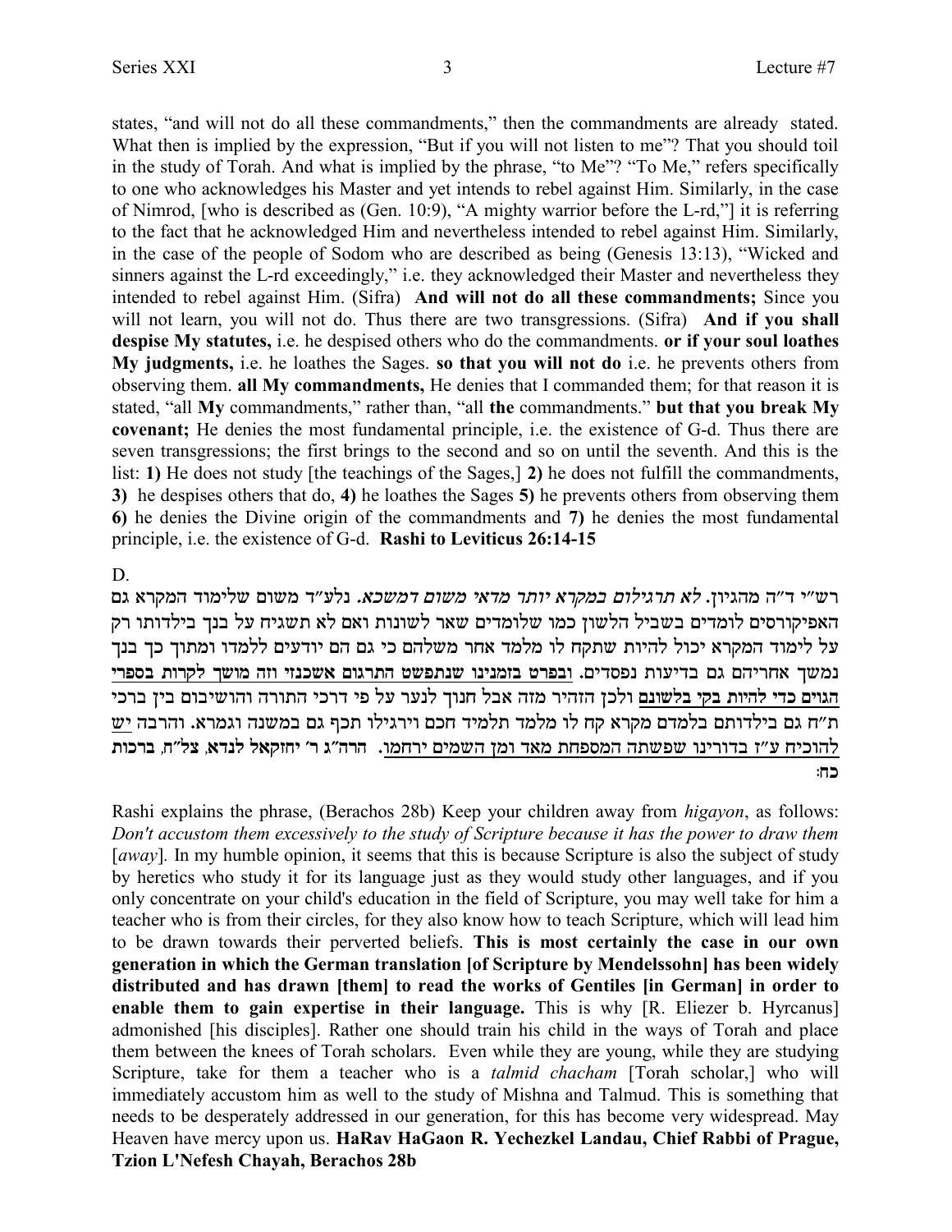states, "and will not do all these commandments," then the commandments are already stated. What then is implied by the expression, "But if you will not listen to me"? That you should toil in the study of Torah. And what is implied by the phrase, "to Me"? "To Me," refers specifically to one who acknowledges his Master and yet intends to rebel against Him. Similarly, in the case of Nimrod, [who is described as (Gen. 10:9), "A mighty warrior before the L-rd,"] it is referring to the fact that he acknowledged Him and nevertheless intended to rebel against Him. Similarly, in the case of the people of Sodom who are described as being (Genesis 13:13), "Wicked and sinners against the L-rd exceedingly," i.e. they acknowledged their Master and nevertheless they intended to rebel against Him. (Sifra) **And will not do all these commandments;** Since you will not learn, you will not do. Thus there are two transgressions. (Sifra) **And if you shall despise My statutes,** i.e. he despised others who do the commandments. **or if your soul loathes My judgments,** i.e. he loathes the Sages. **so that you will not do** i.e. he prevents others from observing them. **all My commandments,** He denies that I commanded them; for that reason it is stated, "all **My** commandments," rather than, "all **the** commandments." **but that you break My covenant;** He denies the most fundamental principle, i.e. the existence of G-d. Thus there are seven transgressions; the first brings to the second and so on until the seventh. And this is the list: **1)** He does not study [the teachings of the Sages,] **2)** he does not fulfill the commandments, **3)** he despises others that do, **4)** he loathes the Sages **5)** he prevents others from observing them **6)** he denies the Divine origin of the commandments and **7)** he denies the most fundamental principle, i.e. the existence of G-d. **Rashi to Leviticus 26:14-15**

D.

רש"י ד"ה מהגיון. *לא תרגילום במקרא יותר מדאי משום דמשכא.* נלע"ד משום שלימוד המקרא גם האפיקורסים לומדים בשביל הלשון כמו שלומדים שאר לשונות ואם לא תשגיח על בנך בילדותו רק על לימוד המקרא יכול להיות שתקח לו מלמד אחר משלהם כי גם הם יודעים ללמדו ומתוך כך בנך נמשך אחריהם גם בדיעות נפסדים. ובפרט בזמנינו שנתפשט התרגום אשכנזי וזה מושך לקרות בספרי הגוים כדי להיות בקי בלשונם ולכן הזהיר מזה אבל חנוך לנער על פי דרכי התורה והושיבום בין ברכי ת"ח גם בילדותם בלמדם מקרא קח לו מלמד תלמיד חכם וירגילו תכף גם במשנה וגמרא. והרבה יש להוכיח ע"ז בדורינו שפשתה המספחת מאד ומן השמים ירחמו. **הרה"ג ר' יחזקאל לנדא, צל"ח, ברכות כח:**

Rashi explains the phrase, (Berachos 28b) Keep your children away from *higayon*, as follows: *Don't accustom them excessively to the study of Scripture because it has the power to draw them* [*away*]. In my humble opinion, it seems that this is because Scripture is also the subject of study by heretics who study it for its language just as they would study other languages, and if you only concentrate on your child's education in the field of Scripture, you may well take for him a teacher who is from their circles, for they also know how to teach Scripture, which will lead him to be drawn towards their perverted beliefs. **This is most certainly the case in our own generation in which the German translation [of Scripture by Mendelssohn] has been widely distributed and has drawn [them] to read the works of Gentiles [in German] in order to enable them to gain expertise in their language.** This is why [R. Eliezer b. Hyrcanus] admonished [his disciples]. Rather one should train his child in the ways of Torah and place them between the knees of Torah scholars. Even while they are young, while they are studying Scripture, take for them a teacher who is a *talmid chacham* [Torah scholar,] who will immediately accustom him as well to the study of Mishna and Talmud. This is something that needs to be desperately addressed in our generation, for this has become very widespread. May Heaven have mercy upon us. **HaRav HaGaon R. Yechezkel Landau, Chief Rabbi of Prague, Tzion L'Nefesh Chayah, Berachos 28b**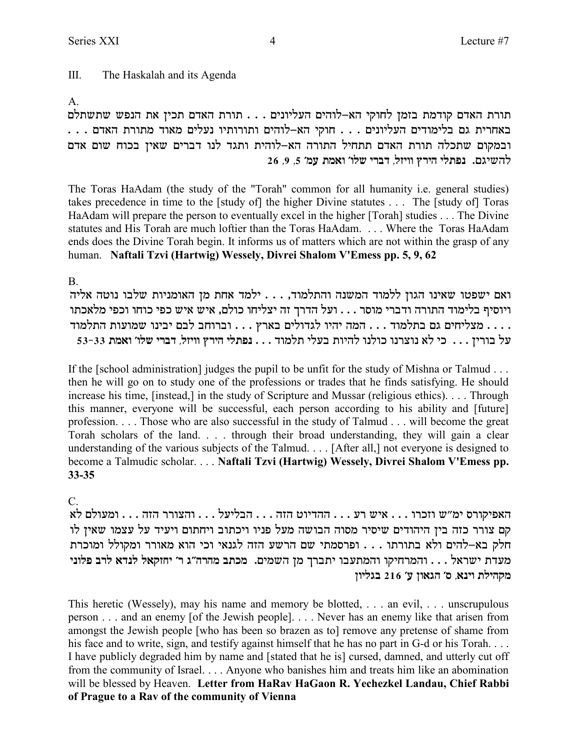## III. The Haskalah and its Agenda

A.

תורת האדם קודמת בזמן לחוקי הא–לוהים העליונים . . . תורת האדם תכין את הנפש שתשתלם באחרית גם בלימודים העליונים . . . חוקי הא–לוהים ותורותיו נעלים מאוד מתורת האדם . . . ובמקום שתכלה תורת האדם תתחיל התורה הא–לוהית ותגד לנו דברים שאין בכוח שום אדם להשיגם. **נפתלי הירץ וויזל, דברי שלו' ואמת עמ' 5, 9, 26**

The Toras HaAdam (the study of the "Torah" common for all humanity i.e. general studies) takes precedence in time to the [study of] the higher Divine statutes . . . The [study of] Toras HaAdam will prepare the person to eventually excel in the higher [Torah] studies . . . The Divine statutes and His Torah are much loftier than the Toras HaAdam. . . . Where the Toras HaAdam ends does the Divine Torah begin. It informs us of matters which are not within the grasp of any human. **Naftali Tzvi (Hartwig) Wessely, Divrei Shalom V'Emess pp. 5, 9, 62**

B.

ואם ישפטו שאינו הגון ללמוד המשנה והתלמוד, . . . ילמד אחת מן האומניות שלבו נוטה אליה ויוסיף בלימוד התורה ודברי מוסר . . . ועל הדרך זה יצליחו כולם, איש איש כפי כוחו וכפי מלאכתו . . . . מצליחים גם בתלמוד . . . המה יהיו לגדולים בארץ . . . וברוחב לבם יבינו שמועות התלמוד על בורין . . . כי לא נוצרנו כולנו להיות בעלי תלמוד . . . **נפתלי הירץ וויזל, דברי שלו' ואמת 33-53**

If the [school administration] judges the pupil to be unfit for the study of Mishna or Talmud . . . then he will go on to study one of the professions or trades that he finds satisfying. He should increase his time, [instead,] in the study of Scripture and Mussar (religious ethics). . . . Through this manner, everyone will be successful, each person according to his ability and [future] profession. . . . Those who are also successful in the study of Talmud . . . will become the great Torah scholars of the land. . . . through their broad understanding, they will gain a clear understanding of the various subjects of the Talmud. . . . [After all,] not everyone is designed to become a Talmudic scholar. . . . **Naftali Tzvi (Hartwig) Wessely, Divrei Shalom V'Emess pp. 33-35**

C.

האפיקורס ימ"ש וזכרו . . . איש רע . . . ההדיוט הזה . . . הבליעל . . . והצורר הזה . . . ומעולם לא קם צורר כזה בין היהודים שיסיר מסוה הבושה מעל פניו ויכתוב ויחתום ויעיד על עצמו שאין לו חלק בא–להים ולא בתורתו . . . ופרסמתי שם הרשע הזה לגנאי וכי הוא מאורר ומקולל ומוכרת מעדת ישראל . . . והמרחיקו והמתעבו יתברך מן השמים. **מכתב מהרה"ג ר' יחזקאל לנדא לרב פלוני מקהילת וינא, ס' הגאון ע' 216 בגליון**

This heretic (Wessely), may his name and memory be blotted, . . . an evil, . . . unscrupulous person . . . and an enemy [of the Jewish people]. . . . Never has an enemy like that arisen from amongst the Jewish people [who has been so brazen as to] remove any pretense of shame from his face and to write, sign, and testify against himself that he has no part in G-d or his Torah. . . . I have publicly degraded him by name and [stated that he is] cursed, damned, and utterly cut off from the community of Israel. . . . Anyone who banishes him and treats him like an abomination will be blessed by Heaven. **Letter from HaRav HaGaon R. Yechezkel Landau, Chief Rabbi of Prague to a Rav of the community of Vienna**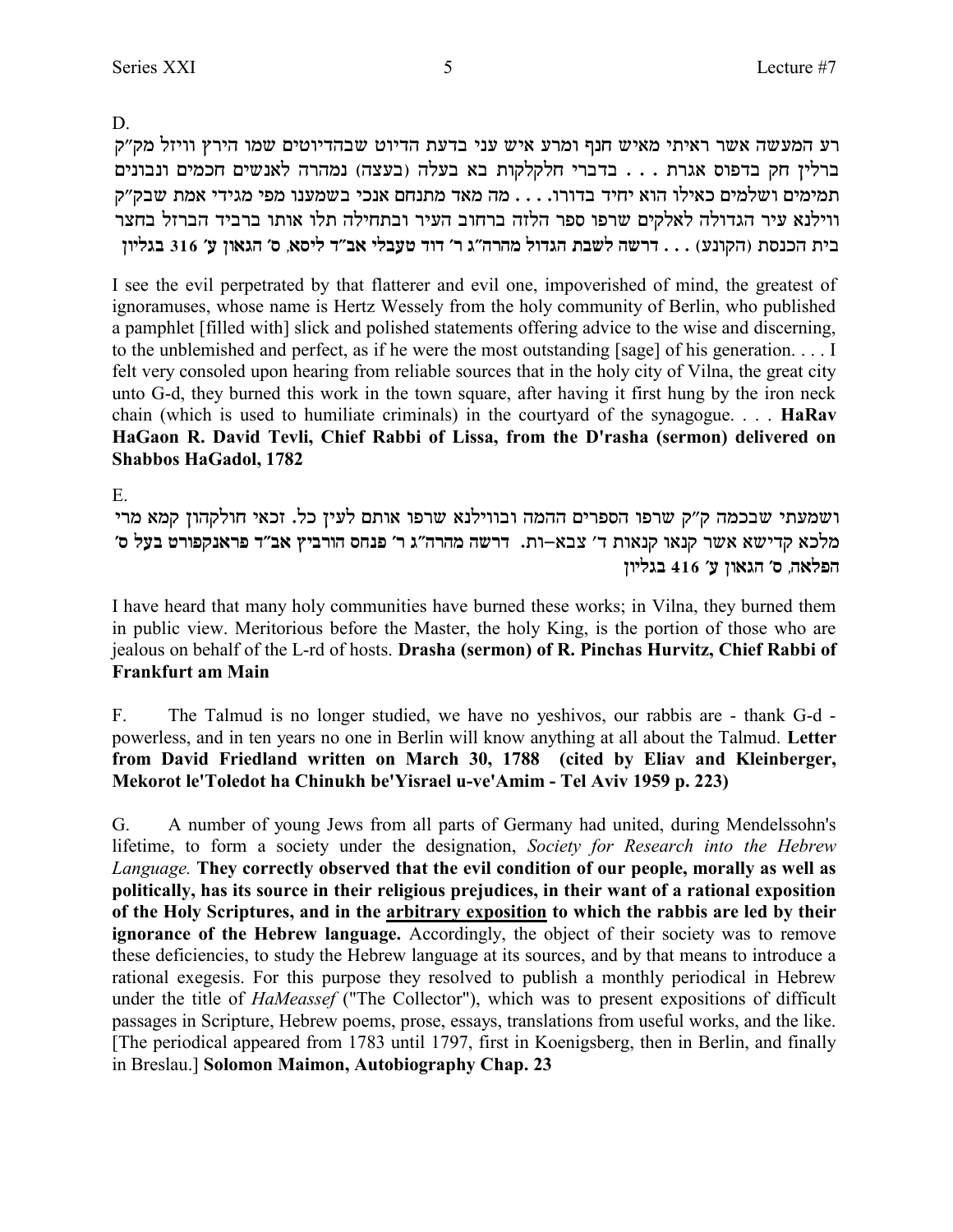D.

רע המעשה אשר ראיתי מאיש חנף ומרע איש עני בדעת הדיוט שבהדיוטים שמו הירץ וויזל מק"ק ברלין חק בדפוס אגרת . . . בדברי חלקלקות בא בעלה (בעצה) נמהרה לאנשים חכמים ונבונים תמימים ושלמים כאילו הוא יחיד בדורו. . . . מה מאד מתנחם אנכי בשמענו מפי מגידי אמת שבק"ק ווילנא עיר הגדולה לאלקים שרפו ספר הלזה ברחוב העיר ובתחילה תלו אותו ברביד הברזל בחצר בית הכנסת (הקונע) . . . **דרשה לשבת הגדול מהרה"ג ר' דוד טעבלי אב"ד ליסא, ס' הגאון ע' 316 בגליון**

I see the evil perpetrated by that flatterer and evil one, impoverished of mind, the greatest of ignoramuses, whose name is Hertz Wessely from the holy community of Berlin, who published a pamphlet [filled with] slick and polished statements offering advice to the wise and discerning, to the unblemished and perfect, as if he were the most outstanding [sage] of his generation. . . . I felt very consoled upon hearing from reliable sources that in the holy city of Vilna, the great city unto G-d, they burned this work in the town square, after having it first hung by the iron neck chain (which is used to humiliate criminals) in the courtyard of the synagogue. . . . **HaRav HaGaon R. David Tevli, Chief Rabbi of Lissa, from the D'rasha (sermon) delivered on Shabbos HaGadol, 1782**

E.

ושמעתי שבכמה ק"ק שרפו הספרים ההמה ובווילנא שרפו אותם לעין כל. זכאי חולקהון קמא מרי מלכא קדישא אשר קנאו קנאות ד' צבא–ות. **דרשה מהרה"ג ר' פנחס הורביץ אב"ד פראנקפורט בעל ס' הפלאה, ס' הגאון ע' 416 בגליון**

I have heard that many holy communities have burned these works; in Vilna, they burned them in public view. Meritorious before the Master, the holy King, is the portion of those who are jealous on behalf of the L-rd of hosts. **Drasha (sermon) of R. Pinchas Hurvitz, Chief Rabbi of Frankfurt am Main**

F. The Talmud is no longer studied, we have no yeshivos, our rabbis are - thank G-d - powerless, and in ten years no one in Berlin will know anything at all about the Talmud. **Letter from David Friedland written on March 30, 1788 (cited by Eliav and Kleinberger, Mekorot le'Toledot ha Chinukh be'Yisrael u-ve'Amim - Tel Aviv 1959 p. 223)**

G. A number of young Jews from all parts of Germany had united, during Mendelssohn's lifetime, to form a society under the designation, *Society for Research into the Hebrew Language.* **They correctly observed that the evil condition of our people, morally as well as politically, has its source in their religious prejudices, in their want of a rational exposition of the Holy Scriptures, and in the <u>arbitrary exposition</u> to which the rabbis are led by their ignorance of the Hebrew language.** Accordingly, the object of their society was to remove these deficiencies, to study the Hebrew language at its sources, and by that means to introduce a rational exegesis. For this purpose they resolved to publish a monthly periodical in Hebrew under the title of *HaMeassef* ("The Collector"), which was to present expositions of difficult passages in Scripture, Hebrew poems, prose, essays, translations from useful works, and the like. [The periodical appeared from 1783 until 1797, first in Koenigsberg, then in Berlin, and finally in Breslau.] **Solomon Maimon, Autobiography Chap. 23**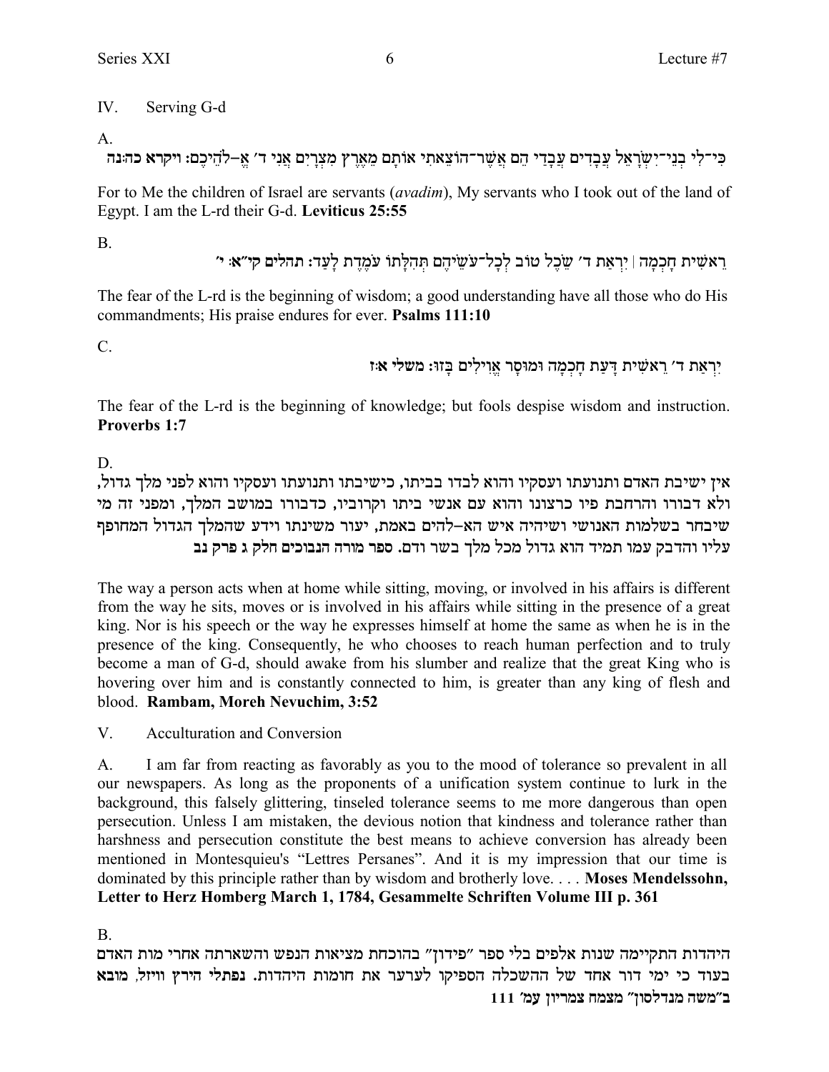IV. Serving G-d

A.

כִּי־לִי בְנֵי־יִשְׂרָאֵל עֲבָדִים עֲבָדַי הֵם אֲשֶׁר־הוֹצֵאתִי אוֹתָם מֵאֶרֶץ מִצְרָיִם אֲנִי ד׳ אֱ–לֹהֵיכֶם: **ויקרא כה:נה**

For to Me the children of Israel are servants (*avadim*), My servants who I took out of the land of Egypt. I am the L-rd their G-d. **Leviticus 25:55**

B.

רֵאשִׁית חָכְמָה | יִרְאַת ד׳ שֵׂכֶל טוֹב לְכָל־עֹשֵׂיהֶם תְּהִלָּתוֹ עֹמֶדֶת לָעַד: **תהלים קי״א: י׳**

The fear of the L-rd is the beginning of wisdom; a good understanding have all those who do His commandments; His praise endures for ever. **Psalms 111:10**

C.

יִרְאַת ד׳ רֵאשִׁית דָּעַת חָכְמָה וּמוּסָר אֱוִילִים בָּזוּ: **משלי א:ז**

The fear of the L-rd is the beginning of knowledge; but fools despise wisdom and instruction. **Proverbs 1:7**

D.

אין ישיבת האדם ותנועתו ועסקיו והוא לבדו בביתו, כישיבתו ותנועתו ועסקיו והוא לפני מלך גדול, ולא דבורו והרחבת פיו כרצונו והוא עם אנשי ביתו וקרוביו, כדבורו במושב המלך, ומפני זה מי שיבחר בשלמות האנושי ושיהיה איש הא–להים באמת, יעור משינתו וידע שהמלך הגדול המחופף עליו והדבק עמו תמיד הוא גדול מכל מלך בשר ודם. **ספר מורה הנבוכים חלק ג פרק נב**

The way a person acts when at home while sitting, moving, or involved in his affairs is different from the way he sits, moves or is involved in his affairs while sitting in the presence of a great king. Nor is his speech or the way he expresses himself at home the same as when he is in the presence of the king. Consequently, he who chooses to reach human perfection and to truly become a man of G-d, should awake from his slumber and realize that the great King who is hovering over him and is constantly connected to him, is greater than any king of flesh and blood. **Rambam, Moreh Nevuchim, 3:52**

V. Acculturation and Conversion

A. I am far from reacting as favorably as you to the mood of tolerance so prevalent in all our newspapers. As long as the proponents of a unification system continue to lurk in the background, this falsely glittering, tinseled tolerance seems to me more dangerous than open persecution. Unless I am mistaken, the devious notion that kindness and tolerance rather than harshness and persecution constitute the best means to achieve conversion has already been mentioned in Montesquieu's "Lettres Persanes". And it is my impression that our time is dominated by this principle rather than by wisdom and brotherly love. . . . **Moses Mendelssohn, Letter to Herz Homberg March 1, 1784, Gesammelte Schriften Volume III p. 361**

B.

היהדות התקיימה שנות אלפים בלי ספר ״פידון״ בהוכחת מציאות הנפש והשארתה אחרי מות האדם בעוד כי ימי דור אחד של ההשכלה הספיקו לערער את חומות היהדות. **נפתלי הירץ וויזל, מובא ב״משה מנדלסון״ מצמח צמריון עמ׳ 111**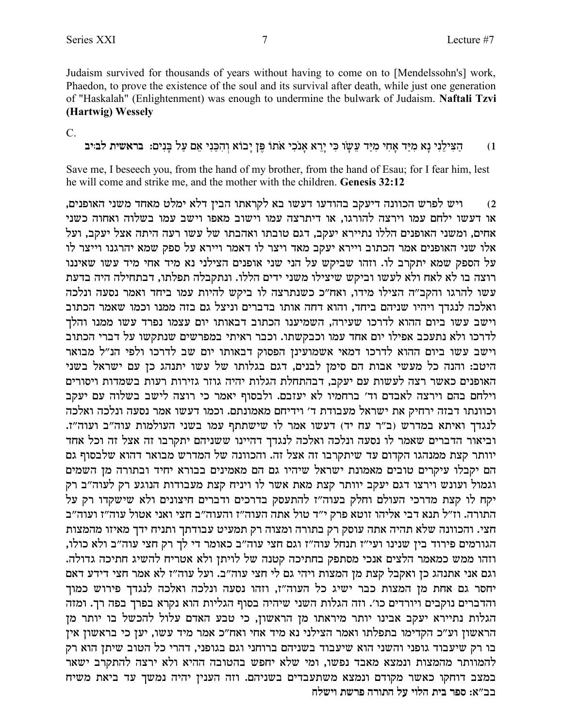Judaism survived for thousands of years without having to come on to [Mendelssohn's] work, Phaedon, to prove the existence of the soul and its survival after death, while just one generation of "Haskalah" (Enlightenment) was enough to undermine the bulwark of Judaism. **Naftali Tzvi (Hartwig) Wessely**

C.

1) **הַצִּילֵנִי נָא מִיַּד אָחִי מִיַּד עֵשָׂו כִּי יָרֵא אָנֹכִי אֹתוֹ פֶּן יָבוֹא וְהִכַּנִי אֵם עַל בָּנִים: בראשית לב:יב**

Save me, I beseech you, from the hand of my brother, from the hand of Esau; for I fear him, lest he will come and strike me, and the mother with the children. **Genesis 32:12**

2) **ויש לפרש הכוונה דיעקב בהודעו דעשו בא לקראתו הבין דלא ימלט מאחד משני האופנים,** או דעשו ילחם עמו וירצה להורגו, או דיתרצה עמו וישוב מאפו וישב עמו בשלוה ואחוה כשני אחים, ומשני האופנים הללו נתיירא יעקב, דגם טובתו ואהבתו של עשו רעה היתה אצל יעקב, ועל אלו שני האופנים אמר הכתוב וייירא יעקב מאד ויצר לו דאמר ויירא על ספק שמא יהרגנו וייצר לו על הספק שמא יתקרב לו. וזהו שביקש על הני שני אופנים הצילני נא מיד אחי מיד עשו שאיננו רוצה בו לא לאח ולא לעשו וביקש שיצילו משני ידים הללו. ונתקבלה תפלתו, דבתחילה היה בדעת עשו להרגו והקב"ה הצילו מידו, ואח"כ כשנתרצה לו ביקש להיות עמו ביחד ואמר נסעה ונלכה ואלכה לנגדך ויהיו שניהם ביחד, והוא דחה אותו בדברים וניצל גם בזה ממנו וכמו שאמר הכתוב וישב עשו ביום ההוא לדרכו שעירה, השמיענו הכתוב דבאותו יום עצמו נפרד עשו ממנו והלך לדרכו ולא נתעכב אפילו יום אחד עמו וכבקשתו. וכבר ראיתי במפרשים שנתקשו על דברי הכתוב וישב עשו ביום ההוא לדרכו דמאי אשמועינן הפסוק דבאותו יום שב לדרכו ולפי הנ"ל מבואר היטב: והנה כל מעשי אבות הם סימן לבנים, דגם בגלותו של עשו יתנהג כן עם ישראל בשני האופנים כאשר רצה לעשות עם יעקב, דבהתחלת הגלות יהיה גוזר גזירות רעות בשמדות ויסורים וילחם בהם וירצה לאבדם וד' ברחמיו לא יעזבם. ולבסוף יאמר כי רוצה לישב בשלוה עם יעקב וכוונתו דבזה ירחיק את ישראל מעבודת ד' וידיחם מאמונתם. וכמו דעשו אמר נסעה ונלכה ואלכה לנגדך ואיתא במדרש (ב"ר עח יד) דעשו אמר לו שישתתף עמו בשני העולמות עוה"ב ועוה"ז. וביאור הדברים שאמר לו נסעה ונלכה ואלכה לנגדך דהיינו ששניהם יתקרבו זה אצל זה וכל אחד יוותר קצת ממנהגו הקדום עד שיתקרבו זה אצל זה. והכוונה של המדרש מבואר דהוא שלבסוף גם הם יקבלו עיקרים טובים מאמונת ישראל שיהיו גם הם מאמינים בבורא יחיד ובתורה מן השמים וגמול ועונש וירצו דגם יעקב יוותר קצת מאת אשר לו ויניח קצת מעבודות הנוגע רק לעוה"ב רק יקח לו קצת מדרכי העולם וחלק בעוה"ז להתעסק בדרכים ודברים חיצונים ולא שישקדו רק על התורה. וז"ל תנא דבי אליהו זוטא פרק י"ד טול אתה העוה"ז והעוה"ב חצי ואני אטול עוה"ז ועוה"ב חצי. והכוונה שלא תהיה אתה עוסק רק בתורה ומצוה רק תמעיט עבודתך ותניח ידך מאיזו מהמצות הגורמים פירוד בין שנינו ועי"ז תנחל עוה"ז וגם חצי עוה"ב כאומר די לך רק חצי עוה"ב ולא כולו, וזהו ממש כמאמר הלצים אנכי מסתפק בחתיכה קטנה של לויתן ולא אטריח להשיג חתיכה גדולה. וגם אני אתנהג כן ואקבל קצת מן המצות ויהי גם לי חצי עוה"ב. ועל עוה"ז לא אמר חצי דידע דאם יחסר גם אחת מן המצות כבר ישיג כל העוה"ז, וזהו נסעה ונלכה ואלכה לנגדך פירוש כמוך והדברים נוקבים ויורדים כו'. וזה הגלות השני שיהיה בסוף הגליות הוא נקרא בפרך בפה רך. ומזה הגלות נתיירא יעקב אבינו יותר מיראתו מן הראשון, כי טבע האדם עלול להכשל בו יותר מן הראשון וע"כ הקדימו בתפלתו ואמר הצילני נא מיד אחי ואח"כ אמר מיד עשו, יען כי בראשון אין בו רק שיעבוד גופני והשני הוא שיעבוד בשניהם ברוחני וגם בגופני, דהרי כל הטוב שיתן הוא רק להמוותר מהמצות ונמצא מאבד נפשו, ומי שלא יחפש בהטובה ההיא ולא ירצה להתקרב ישאר במצב דוחקו כאשר מקודם ונמצא משתעבדים בשניהם. וזה הענין יהיה נמשך עד ביאת משיח בב"א: **ספר בית הלוי על התורה פרשת וישלח**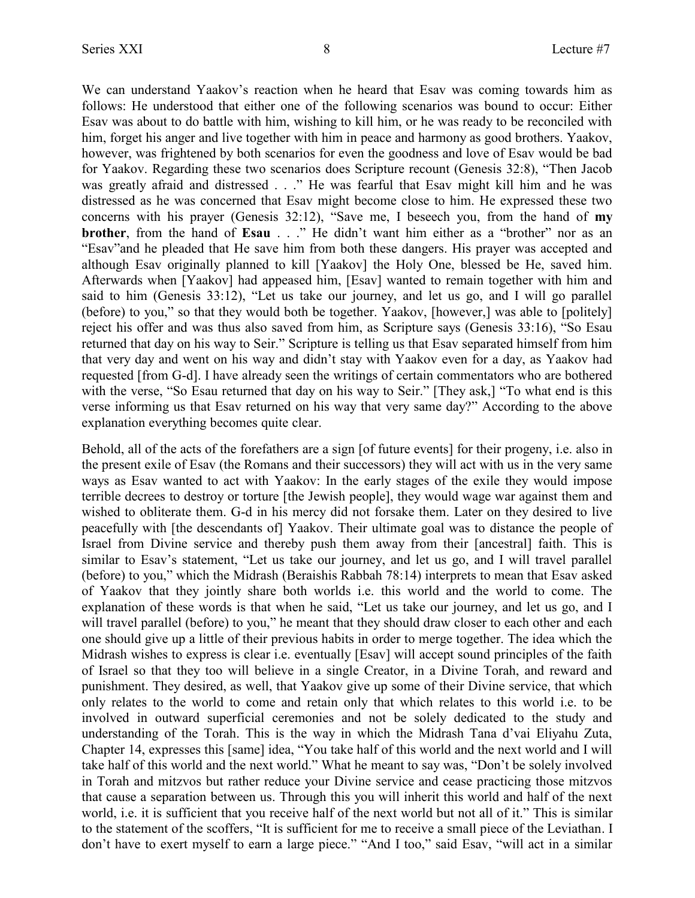We can understand Yaakov's reaction when he heard that Esav was coming towards him as follows: He understood that either one of the following scenarios was bound to occur: Either Esav was about to do battle with him, wishing to kill him, or he was ready to be reconciled with him, forget his anger and live together with him in peace and harmony as good brothers. Yaakov, however, was frightened by both scenarios for even the goodness and love of Esav would be bad for Yaakov. Regarding these two scenarios does Scripture recount (Genesis 32:8), "Then Jacob was greatly afraid and distressed . . ." He was fearful that Esav might kill him and he was distressed as he was concerned that Esav might become close to him. He expressed these two concerns with his prayer (Genesis 32:12), "Save me, I beseech you, from the hand of **my brother**, from the hand of **Esau** . . ." He didn't want him either as a "brother" nor as an "Esav"and he pleaded that He save him from both these dangers. His prayer was accepted and although Esav originally planned to kill [Yaakov] the Holy One, blessed be He, saved him. Afterwards when [Yaakov] had appeased him, [Esav] wanted to remain together with him and said to him (Genesis 33:12), "Let us take our journey, and let us go, and I will go parallel (before) to you," so that they would both be together. Yaakov, [however,] was able to [politely] reject his offer and was thus also saved from him, as Scripture says (Genesis 33:16), "So Esau returned that day on his way to Seir." Scripture is telling us that Esav separated himself from him that very day and went on his way and didn't stay with Yaakov even for a day, as Yaakov had requested [from G-d]. I have already seen the writings of certain commentators who are bothered with the verse, "So Esau returned that day on his way to Seir." [They ask,] "To what end is this verse informing us that Esav returned on his way that very same day?" According to the above explanation everything becomes quite clear.

Behold, all of the acts of the forefathers are a sign [of future events] for their progeny, i.e. also in the present exile of Esav (the Romans and their successors) they will act with us in the very same ways as Esav wanted to act with Yaakov: In the early stages of the exile they would impose terrible decrees to destroy or torture [the Jewish people], they would wage war against them and wished to obliterate them. G-d in his mercy did not forsake them. Later on they desired to live peacefully with [the descendants of] Yaakov. Their ultimate goal was to distance the people of Israel from Divine service and thereby push them away from their [ancestral] faith. This is similar to Esav's statement, "Let us take our journey, and let us go, and I will travel parallel (before) to you," which the Midrash (Beraishis Rabbah 78:14) interprets to mean that Esav asked of Yaakov that they jointly share both worlds i.e. this world and the world to come. The explanation of these words is that when he said, "Let us take our journey, and let us go, and I will travel parallel (before) to you," he meant that they should draw closer to each other and each one should give up a little of their previous habits in order to merge together. The idea which the Midrash wishes to express is clear i.e. eventually [Esav] will accept sound principles of the faith of Israel so that they too will believe in a single Creator, in a Divine Torah, and reward and punishment. They desired, as well, that Yaakov give up some of their Divine service, that which only relates to the world to come and retain only that which relates to this world i.e. to be involved in outward superficial ceremonies and not be solely dedicated to the study and understanding of the Torah. This is the way in which the Midrash Tana d'vai Eliyahu Zuta, Chapter 14, expresses this [same] idea, "You take half of this world and the next world and I will take half of this world and the next world." What he meant to say was, "Don't be solely involved in Torah and mitzvos but rather reduce your Divine service and cease practicing those mitzvos that cause a separation between us. Through this you will inherit this world and half of the next world, i.e. it is sufficient that you receive half of the next world but not all of it." This is similar to the statement of the scoffers, "It is sufficient for me to receive a small piece of the Leviathan. I don't have to exert myself to earn a large piece." "And I too," said Esav, "will act in a similar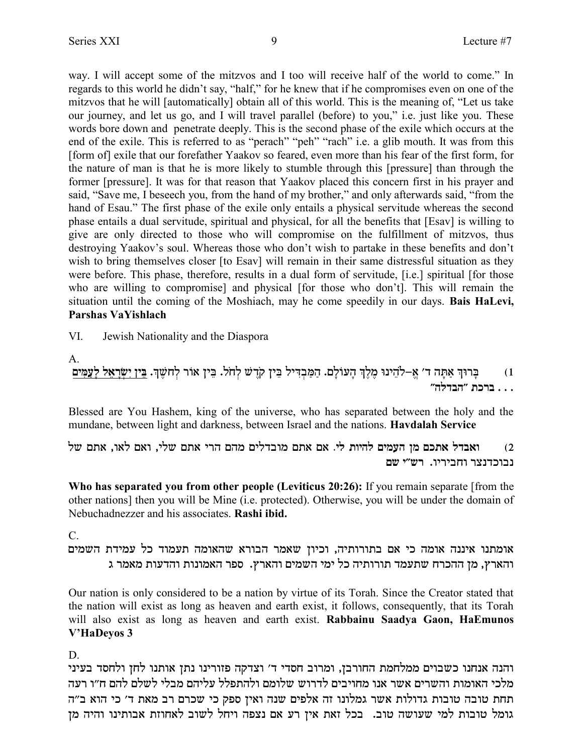way. I will accept some of the mitzvos and I too will receive half of the world to come." In regards to this world he didn't say, "half," for he knew that if he compromises even on one of the mitzvos that he will [automatically] obtain all of this world. This is the meaning of, "Let us take our journey, and let us go, and I will travel parallel (before) to you," i.e. just like you. These words bore down and penetrate deeply. This is the second phase of the exile which occurs at the end of the exile. This is referred to as "perach" "peh" "rach" i.e. a glib mouth. It was from this [form of] exile that our forefather Yaakov so feared, even more than his fear of the first form, for the nature of man is that he is more likely to stumble through this [pressure] than through the former [pressure]. It was for that reason that Yaakov placed this concern first in his prayer and said, "Save me, I beseech you, from the hand of my brother," and only afterwards said, "from the hand of Esau." The first phase of the exile only entails a physical servitude whereas the second phase entails a dual servitude, spiritual and physical, for all the benefits that [Esav] is willing to give are only directed to those who will compromise on the fulfillment of mitzvos, thus destroying Yaakov's soul. Whereas those who don't wish to partake in these benefits and don't wish to bring themselves closer [to Esav] will remain in their same distressful situation as they were before. This phase, therefore, results in a dual form of servitude, [i.e.] spiritual [for those who are willing to compromise] and physical [for those who don't]. This will remain the situation until the coming of the Moshiach, may he come speedily in our days. **Bais HaLevi, Parshas VaYishlach**

VI. Jewish Nationality and the Diaspora

A.

1) בָּרוּךְ אַתָּה ד׳ אֱ-לֹהֵינוּ מֶלֶךְ הָעוֹלָם. הַמַּבְדִּיל בֵּין קֹדֶשׁ לְחֹל. בֵּין אוֹר לְחֹשֶׁךְ. <u>בֵּין יִשְׂרָאֵל לָעַמִּים</u> . . . ברכת "הבדלה"

Blessed are You Hashem, king of the universe, who has separated between the holy and the mundane, between light and darkness, between Israel and the nations. **Havdalah Service**

2) ואבדל אתכם מן העמים להיות לי. אם אתם מובדלים מהם הרי אתם שלי, ואם לאו, אתם של נבוכדנצר וחביריו. רש"י שם

**Who has separated you from other people (Leviticus 20:26):** If you remain separate [from the other nations] then you will be Mine (i.e. protected). Otherwise, you will be under the domain of Nebuchadnezzer and his associates. **Rashi ibid.**

C.

אומתנו איננה אומה כי אם בתורותיה, וכיון שאמר הבורא שהאומה תעמוד כל עמידת השמים והארץ, מן ההכרח שתעמד תורותיה כל ימי השמים והארץ. ספר האמונות והדעות מאמר ג

Our nation is only considered to be a nation by virtue of its Torah. Since the Creator stated that the nation will exist as long as heaven and earth exist, it follows, consequently, that its Torah will also exist as long as heaven and earth exist. **Rabbainu Saadya Gaon, HaEmunos V'HaDeyos 3**

D.

והנה אנחנו כשבוים ממלחמת החורבן, ומרוב חסדי ד׳ וצדקה פזורינו נתן אותנו לחן ולחסד בעיני מלכי האומות והשרים אשר אנו מחויבים לדרוש שלומם ולהתפלל עליהם מבלי לשלם להם ח"ו רעה תחת טובה טובות גדולות אשר גמלונו זה אלפים שנה ואין ספק כי שכרם רב מאת ד׳ כי הוא ב"ה גומל טובות למי שעושה טוב. בכל זאת אין רע אם נצפה ויחל לשוב לאחוזת אבותינו והיה מן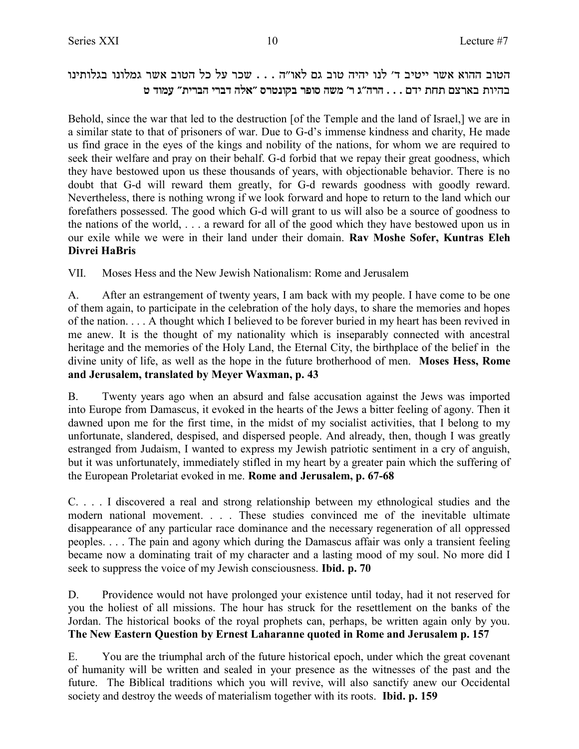הטוב ההוא אשר ייטיב ד׳ לנו יהיה טוב גם לאו״ה . . . שכר על כל הטוב אשר גמלונו בגלותינו בהיות בארצם תחת ידם . . . הרה״ג ר׳ משה סופר בקונטרס ״אלה דברי הברית״ עמוד ט

Behold, since the war that led to the destruction [of the Temple and the land of Israel,] we are in a similar state to that of prisoners of war. Due to G-d's immense kindness and charity, He made us find grace in the eyes of the kings and nobility of the nations, for whom we are required to seek their welfare and pray on their behalf. G-d forbid that we repay their great goodness, which they have bestowed upon us these thousands of years, with objectionable behavior. There is no doubt that G-d will reward them greatly, for G-d rewards goodness with goodly reward. Nevertheless, there is nothing wrong if we look forward and hope to return to the land which our forefathers possessed. The good which G-d will grant to us will also be a source of goodness to the nations of the world, . . . a reward for all of the good which they have bestowed upon us in our exile while we were in their land under their domain. **Rav Moshe Sofer, Kuntras Eleh Divrei HaBris**

VII. Moses Hess and the New Jewish Nationalism: Rome and Jerusalem

A. After an estrangement of twenty years, I am back with my people. I have come to be one of them again, to participate in the celebration of the holy days, to share the memories and hopes of the nation. . . . A thought which I believed to be forever buried in my heart has been revived in me anew. It is the thought of my nationality which is inseparably connected with ancestral heritage and the memories of the Holy Land, the Eternal City, the birthplace of the belief in the divine unity of life, as well as the hope in the future brotherhood of men. **Moses Hess, Rome and Jerusalem, translated by Meyer Waxman, p. 43**

B. Twenty years ago when an absurd and false accusation against the Jews was imported into Europe from Damascus, it evoked in the hearts of the Jews a bitter feeling of agony. Then it dawned upon me for the first time, in the midst of my socialist activities, that I belong to my unfortunate, slandered, despised, and dispersed people. And already, then, though I was greatly estranged from Judaism, I wanted to express my Jewish patriotic sentiment in a cry of anguish, but it was unfortunately, immediately stifled in my heart by a greater pain which the suffering of the European Proletariat evoked in me. **Rome and Jerusalem, p. 67-68**

C. . . . I discovered a real and strong relationship between my ethnological studies and the modern national movement. . . . These studies convinced me of the inevitable ultimate disappearance of any particular race dominance and the necessary regeneration of all oppressed peoples. . . . The pain and agony which during the Damascus affair was only a transient feeling became now a dominating trait of my character and a lasting mood of my soul. No more did I seek to suppress the voice of my Jewish consciousness. **Ibid. p. 70**

D. Providence would not have prolonged your existence until today, had it not reserved for you the holiest of all missions. The hour has struck for the resettlement on the banks of the Jordan. The historical books of the royal prophets can, perhaps, be written again only by you. **The New Eastern Question by Ernest Laharanne quoted in Rome and Jerusalem p. 157**

E. You are the triumphal arch of the future historical epoch, under which the great covenant of humanity will be written and sealed in your presence as the witnesses of the past and the future. The Biblical traditions which you will revive, will also sanctify anew our Occidental society and destroy the weeds of materialism together with its roots. **Ibid. p. 159**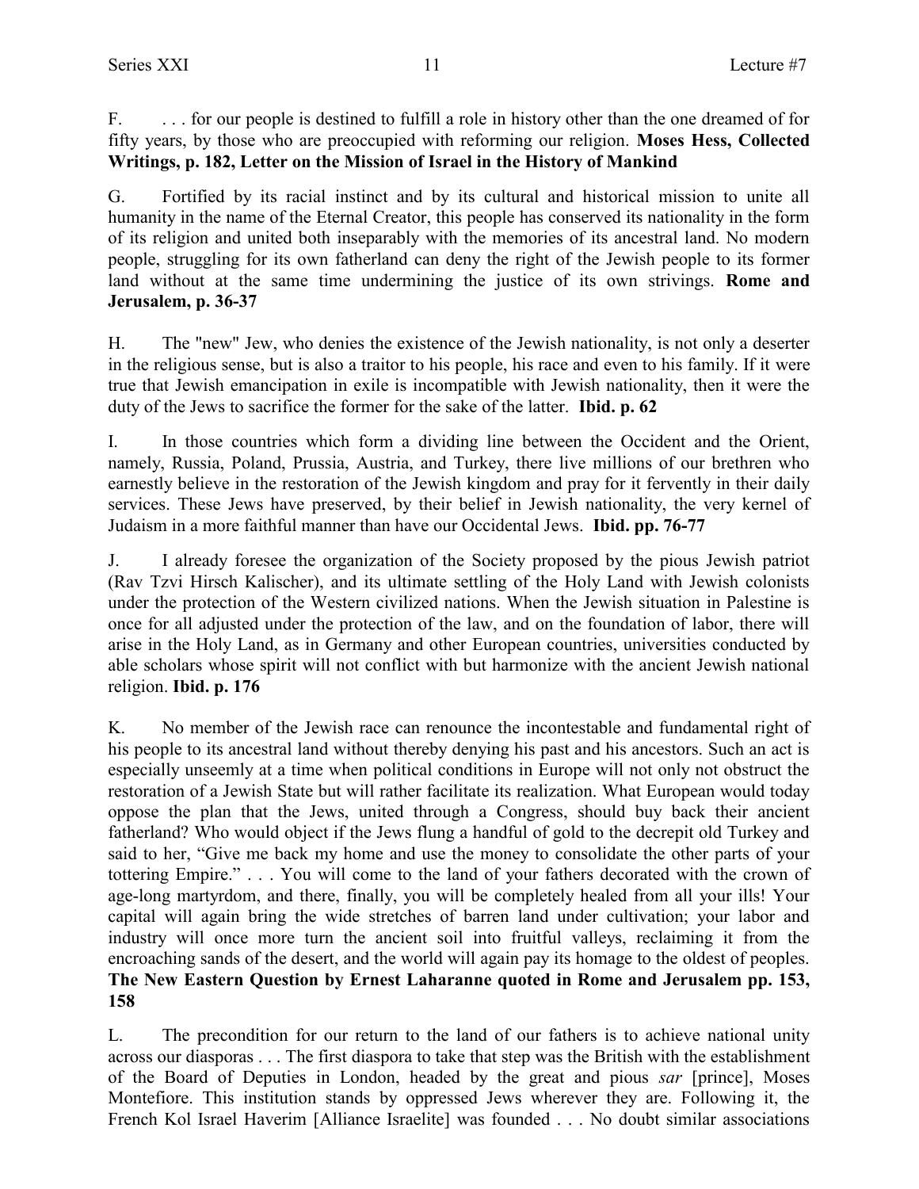F. . . . for our people is destined to fulfill a role in history other than the one dreamed of for fifty years, by those who are preoccupied with reforming our religion. **Moses Hess, Collected Writings, p. 182, Letter on the Mission of Israel in the History of Mankind**

G. Fortified by its racial instinct and by its cultural and historical mission to unite all humanity in the name of the Eternal Creator, this people has conserved its nationality in the form of its religion and united both inseparably with the memories of its ancestral land. No modern people, struggling for its own fatherland can deny the right of the Jewish people to its former land without at the same time undermining the justice of its own strivings. **Rome and Jerusalem, p. 36-37**

H. The "new" Jew, who denies the existence of the Jewish nationality, is not only a deserter in the religious sense, but is also a traitor to his people, his race and even to his family. If it were true that Jewish emancipation in exile is incompatible with Jewish nationality, then it were the duty of the Jews to sacrifice the former for the sake of the latter. **Ibid. p. 62**

I. In those countries which form a dividing line between the Occident and the Orient, namely, Russia, Poland, Prussia, Austria, and Turkey, there live millions of our brethren who earnestly believe in the restoration of the Jewish kingdom and pray for it fervently in their daily services. These Jews have preserved, by their belief in Jewish nationality, the very kernel of Judaism in a more faithful manner than have our Occidental Jews. **Ibid. pp. 76-77**

J. I already foresee the organization of the Society proposed by the pious Jewish patriot (Rav Tzvi Hirsch Kalischer), and its ultimate settling of the Holy Land with Jewish colonists under the protection of the Western civilized nations. When the Jewish situation in Palestine is once for all adjusted under the protection of the law, and on the foundation of labor, there will arise in the Holy Land, as in Germany and other European countries, universities conducted by able scholars whose spirit will not conflict with but harmonize with the ancient Jewish national religion. **Ibid. p. 176**

K. No member of the Jewish race can renounce the incontestable and fundamental right of his people to its ancestral land without thereby denying his past and his ancestors. Such an act is especially unseemly at a time when political conditions in Europe will not only not obstruct the restoration of a Jewish State but will rather facilitate its realization. What European would today oppose the plan that the Jews, united through a Congress, should buy back their ancient fatherland? Who would object if the Jews flung a handful of gold to the decrepit old Turkey and said to her, "Give me back my home and use the money to consolidate the other parts of your tottering Empire." . . . You will come to the land of your fathers decorated with the crown of age-long martyrdom, and there, finally, you will be completely healed from all your ills! Your capital will again bring the wide stretches of barren land under cultivation; your labor and industry will once more turn the ancient soil into fruitful valleys, reclaiming it from the encroaching sands of the desert, and the world will again pay its homage to the oldest of peoples. **The New Eastern Question by Ernest Laharanne quoted in Rome and Jerusalem pp. 153, 158**

L. The precondition for our return to the land of our fathers is to achieve national unity across our diasporas . . . The first diaspora to take that step was the British with the establishment of the Board of Deputies in London, headed by the great and pious *sar* [prince], Moses Montefiore. This institution stands by oppressed Jews wherever they are. Following it, the French Kol Israel Haverim [Alliance Israelite] was founded . . . No doubt similar associations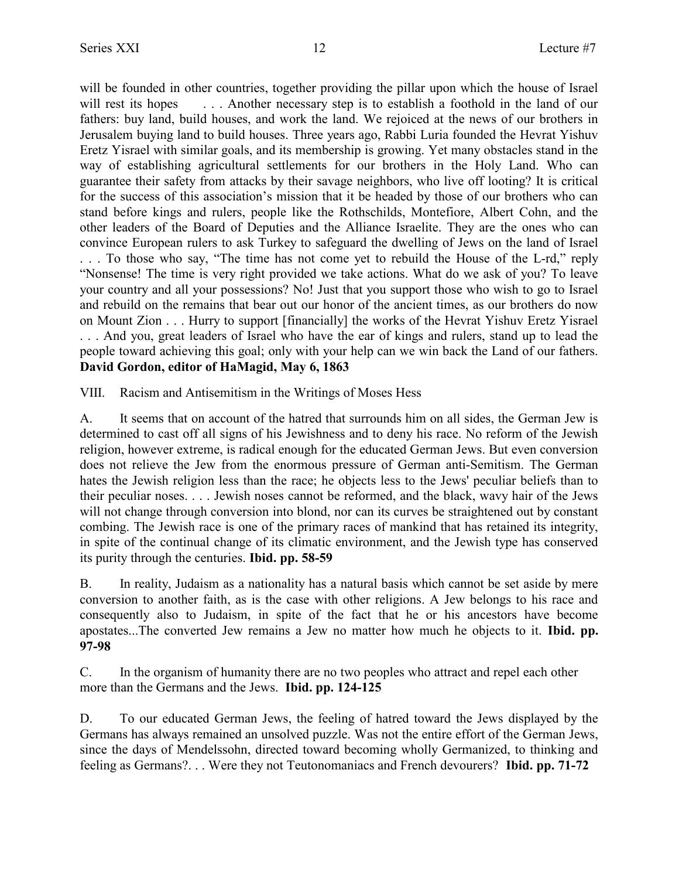will be founded in other countries, together providing the pillar upon which the house of Israel will rest its hopes . . . Another necessary step is to establish a foothold in the land of our fathers: buy land, build houses, and work the land. We rejoiced at the news of our brothers in Jerusalem buying land to build houses. Three years ago, Rabbi Luria founded the Hevrat Yishuv Eretz Yisrael with similar goals, and its membership is growing. Yet many obstacles stand in the way of establishing agricultural settlements for our brothers in the Holy Land. Who can guarantee their safety from attacks by their savage neighbors, who live off looting? It is critical for the success of this association's mission that it be headed by those of our brothers who can stand before kings and rulers, people like the Rothschilds, Montefiore, Albert Cohn, and the other leaders of the Board of Deputies and the Alliance Israelite. They are the ones who can convince European rulers to ask Turkey to safeguard the dwelling of Jews on the land of Israel . . . To those who say, "The time has not come yet to rebuild the House of the L-rd," reply "Nonsense! The time is very right provided we take actions. What do we ask of you? To leave your country and all your possessions? No! Just that you support those who wish to go to Israel and rebuild on the remains that bear out our honor of the ancient times, as our brothers do now on Mount Zion . . . Hurry to support [financially] the works of the Hevrat Yishuv Eretz Yisrael . . . And you, great leaders of Israel who have the ear of kings and rulers, stand up to lead the people toward achieving this goal; only with your help can we win back the Land of our fathers. **David Gordon, editor of HaMagid, May 6, 1863**

VIII. Racism and Antisemitism in the Writings of Moses Hess

A. It seems that on account of the hatred that surrounds him on all sides, the German Jew is determined to cast off all signs of his Jewishness and to deny his race. No reform of the Jewish religion, however extreme, is radical enough for the educated German Jews. But even conversion does not relieve the Jew from the enormous pressure of German anti-Semitism. The German hates the Jewish religion less than the race; he objects less to the Jews' peculiar beliefs than to their peculiar noses. . . . Jewish noses cannot be reformed, and the black, wavy hair of the Jews will not change through conversion into blond, nor can its curves be straightened out by constant combing. The Jewish race is one of the primary races of mankind that has retained its integrity, in spite of the continual change of its climatic environment, and the Jewish type has conserved its purity through the centuries. **Ibid. pp. 58-59**

B. In reality, Judaism as a nationality has a natural basis which cannot be set aside by mere conversion to another faith, as is the case with other religions. A Jew belongs to his race and consequently also to Judaism, in spite of the fact that he or his ancestors have become apostates...The converted Jew remains a Jew no matter how much he objects to it. **Ibid. pp. 97-98**

C. In the organism of humanity there are no two peoples who attract and repel each other more than the Germans and the Jews. **Ibid. pp. 124-125**

D. To our educated German Jews, the feeling of hatred toward the Jews displayed by the Germans has always remained an unsolved puzzle. Was not the entire effort of the German Jews, since the days of Mendelssohn, directed toward becoming wholly Germanized, to thinking and feeling as Germans?. . . Were they not Teutonomaniacs and French devourers? **Ibid. pp. 71-72**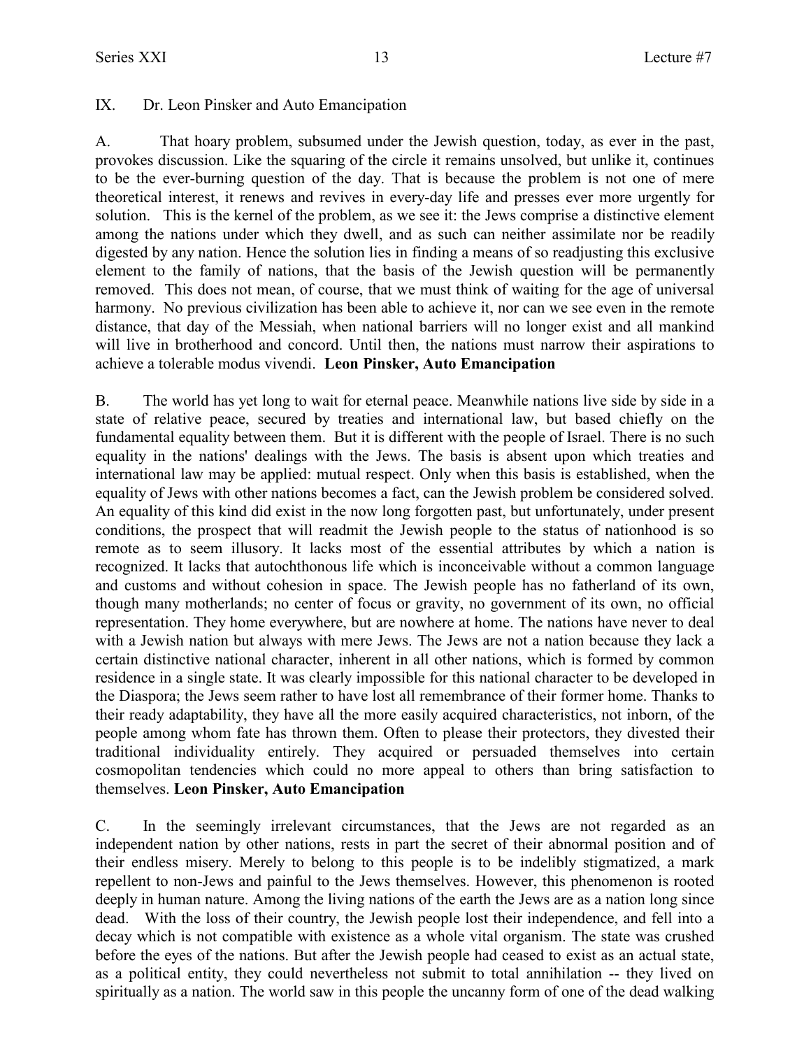## IX. Dr. Leon Pinsker and Auto Emancipation

A. That hoary problem, subsumed under the Jewish question, today, as ever in the past, provokes discussion. Like the squaring of the circle it remains unsolved, but unlike it, continues to be the ever-burning question of the day. That is because the problem is not one of mere theoretical interest, it renews and revives in every-day life and presses ever more urgently for solution. This is the kernel of the problem, as we see it: the Jews comprise a distinctive element among the nations under which they dwell, and as such can neither assimilate nor be readily digested by any nation. Hence the solution lies in finding a means of so readjusting this exclusive element to the family of nations, that the basis of the Jewish question will be permanently removed. This does not mean, of course, that we must think of waiting for the age of universal harmony. No previous civilization has been able to achieve it, nor can we see even in the remote distance, that day of the Messiah, when national barriers will no longer exist and all mankind will live in brotherhood and concord. Until then, the nations must narrow their aspirations to achieve a tolerable modus vivendi. **Leon Pinsker, Auto Emancipation**

B. The world has yet long to wait for eternal peace. Meanwhile nations live side by side in a state of relative peace, secured by treaties and international law, but based chiefly on the fundamental equality between them. But it is different with the people of Israel. There is no such equality in the nations' dealings with the Jews. The basis is absent upon which treaties and international law may be applied: mutual respect. Only when this basis is established, when the equality of Jews with other nations becomes a fact, can the Jewish problem be considered solved. An equality of this kind did exist in the now long forgotten past, but unfortunately, under present conditions, the prospect that will readmit the Jewish people to the status of nationhood is so remote as to seem illusory. It lacks most of the essential attributes by which a nation is recognized. It lacks that autochthonous life which is inconceivable without a common language and customs and without cohesion in space. The Jewish people has no fatherland of its own, though many motherlands; no center of focus or gravity, no government of its own, no official representation. They home everywhere, but are nowhere at home. The nations have never to deal with a Jewish nation but always with mere Jews. The Jews are not a nation because they lack a certain distinctive national character, inherent in all other nations, which is formed by common residence in a single state. It was clearly impossible for this national character to be developed in the Diaspora; the Jews seem rather to have lost all remembrance of their former home. Thanks to their ready adaptability, they have all the more easily acquired characteristics, not inborn, of the people among whom fate has thrown them. Often to please their protectors, they divested their traditional individuality entirely. They acquired or persuaded themselves into certain cosmopolitan tendencies which could no more appeal to others than bring satisfaction to themselves. **Leon Pinsker, Auto Emancipation**

C. In the seemingly irrelevant circumstances, that the Jews are not regarded as an independent nation by other nations, rests in part the secret of their abnormal position and of their endless misery. Merely to belong to this people is to be indelibly stigmatized, a mark repellent to non-Jews and painful to the Jews themselves. However, this phenomenon is rooted deeply in human nature. Among the living nations of the earth the Jews are as a nation long since dead. With the loss of their country, the Jewish people lost their independence, and fell into a decay which is not compatible with existence as a whole vital organism. The state was crushed before the eyes of the nations. But after the Jewish people had ceased to exist as an actual state, as a political entity, they could nevertheless not submit to total annihilation -- they lived on spiritually as a nation. The world saw in this people the uncanny form of one of the dead walking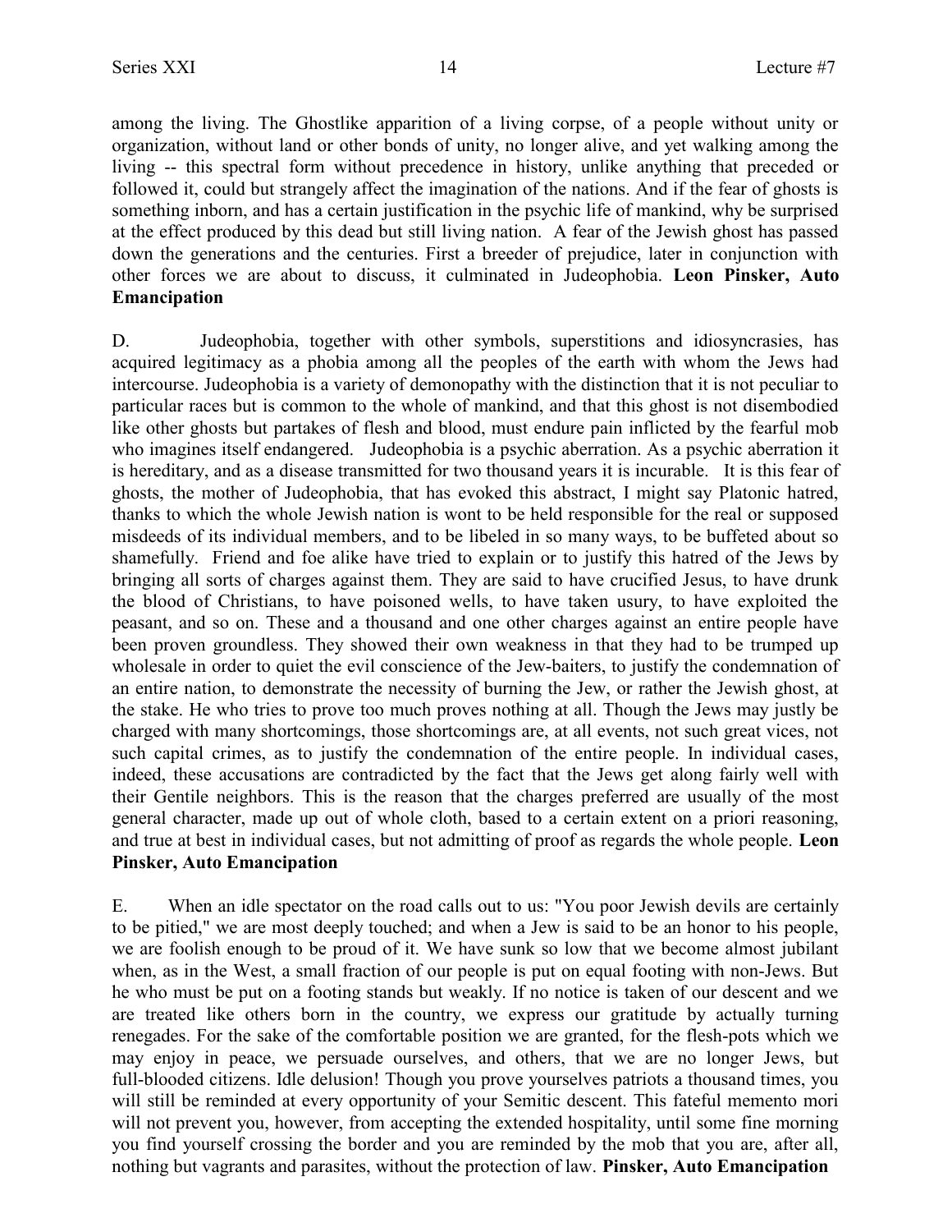among the living. The Ghostlike apparition of a living corpse, of a people without unity or organization, without land or other bonds of unity, no longer alive, and yet walking among the living -- this spectral form without precedence in history, unlike anything that preceded or followed it, could but strangely affect the imagination of the nations. And if the fear of ghosts is something inborn, and has a certain justification in the psychic life of mankind, why be surprised at the effect produced by this dead but still living nation. A fear of the Jewish ghost has passed down the generations and the centuries. First a breeder of prejudice, later in conjunction with other forces we are about to discuss, it culminated in Judeophobia. **Leon Pinsker, Auto Emancipation**

D. Judeophobia, together with other symbols, superstitions and idiosyncrasies, has acquired legitimacy as a phobia among all the peoples of the earth with whom the Jews had intercourse. Judeophobia is a variety of demonopathy with the distinction that it is not peculiar to particular races but is common to the whole of mankind, and that this ghost is not disembodied like other ghosts but partakes of flesh and blood, must endure pain inflicted by the fearful mob who imagines itself endangered. Judeophobia is a psychic aberration. As a psychic aberration it is hereditary, and as a disease transmitted for two thousand years it is incurable. It is this fear of ghosts, the mother of Judeophobia, that has evoked this abstract, I might say Platonic hatred, thanks to which the whole Jewish nation is wont to be held responsible for the real or supposed misdeeds of its individual members, and to be libeled in so many ways, to be buffeted about so shamefully. Friend and foe alike have tried to explain or to justify this hatred of the Jews by bringing all sorts of charges against them. They are said to have crucified Jesus, to have drunk the blood of Christians, to have poisoned wells, to have taken usury, to have exploited the peasant, and so on. These and a thousand and one other charges against an entire people have been proven groundless. They showed their own weakness in that they had to be trumped up wholesale in order to quiet the evil conscience of the Jew-baiters, to justify the condemnation of an entire nation, to demonstrate the necessity of burning the Jew, or rather the Jewish ghost, at the stake. He who tries to prove too much proves nothing at all. Though the Jews may justly be charged with many shortcomings, those shortcomings are, at all events, not such great vices, not such capital crimes, as to justify the condemnation of the entire people. In individual cases, indeed, these accusations are contradicted by the fact that the Jews get along fairly well with their Gentile neighbors. This is the reason that the charges preferred are usually of the most general character, made up out of whole cloth, based to a certain extent on a priori reasoning, and true at best in individual cases, but not admitting of proof as regards the whole people. **Leon Pinsker, Auto Emancipation**

E. When an idle spectator on the road calls out to us: "You poor Jewish devils are certainly to be pitied," we are most deeply touched; and when a Jew is said to be an honor to his people, we are foolish enough to be proud of it. We have sunk so low that we become almost jubilant when, as in the West, a small fraction of our people is put on equal footing with non-Jews. But he who must be put on a footing stands but weakly. If no notice is taken of our descent and we are treated like others born in the country, we express our gratitude by actually turning renegades. For the sake of the comfortable position we are granted, for the flesh-pots which we may enjoy in peace, we persuade ourselves, and others, that we are no longer Jews, but full-blooded citizens. Idle delusion! Though you prove yourselves patriots a thousand times, you will still be reminded at every opportunity of your Semitic descent. This fateful memento mori will not prevent you, however, from accepting the extended hospitality, until some fine morning you find yourself crossing the border and you are reminded by the mob that you are, after all, nothing but vagrants and parasites, without the protection of law. **Pinsker, Auto Emancipation**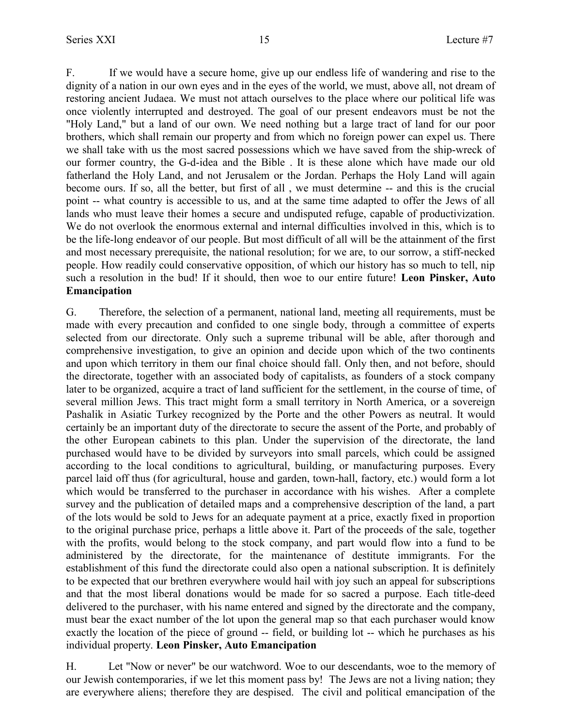F. If we would have a secure home, give up our endless life of wandering and rise to the dignity of a nation in our own eyes and in the eyes of the world, we must, above all, not dream of restoring ancient Judaea. We must not attach ourselves to the place where our political life was once violently interrupted and destroyed. The goal of our present endeavors must be not the "Holy Land," but a land of our own. We need nothing but a large tract of land for our poor brothers, which shall remain our property and from which no foreign power can expel us. There we shall take with us the most sacred possessions which we have saved from the ship-wreck of our former country, the G-d-idea and the Bible . It is these alone which have made our old fatherland the Holy Land, and not Jerusalem or the Jordan. Perhaps the Holy Land will again become ours. If so, all the better, but first of all , we must determine -- and this is the crucial point -- what country is accessible to us, and at the same time adapted to offer the Jews of all lands who must leave their homes a secure and undisputed refuge, capable of productivization. We do not overlook the enormous external and internal difficulties involved in this, which is to be the life-long endeavor of our people. But most difficult of all will be the attainment of the first and most necessary prerequisite, the national resolution; for we are, to our sorrow, a stiff-necked people. How readily could conservative opposition, of which our history has so much to tell, nip such a resolution in the bud! If it should, then woe to our entire future! **Leon Pinsker, Auto Emancipation**

G. Therefore, the selection of a permanent, national land, meeting all requirements, must be made with every precaution and confided to one single body, through a committee of experts selected from our directorate. Only such a supreme tribunal will be able, after thorough and comprehensive investigation, to give an opinion and decide upon which of the two continents and upon which territory in them our final choice should fall. Only then, and not before, should the directorate, together with an associated body of capitalists, as founders of a stock company later to be organized, acquire a tract of land sufficient for the settlement, in the course of time, of several million Jews. This tract might form a small territory in North America, or a sovereign Pashalik in Asiatic Turkey recognized by the Porte and the other Powers as neutral. It would certainly be an important duty of the directorate to secure the assent of the Porte, and probably of the other European cabinets to this plan. Under the supervision of the directorate, the land purchased would have to be divided by surveyors into small parcels, which could be assigned according to the local conditions to agricultural, building, or manufacturing purposes. Every parcel laid off thus (for agricultural, house and garden, town-hall, factory, etc.) would form a lot which would be transferred to the purchaser in accordance with his wishes. After a complete survey and the publication of detailed maps and a comprehensive description of the land, a part of the lots would be sold to Jews for an adequate payment at a price, exactly fixed in proportion to the original purchase price, perhaps a little above it. Part of the proceeds of the sale, together with the profits, would belong to the stock company, and part would flow into a fund to be administered by the directorate, for the maintenance of destitute immigrants. For the establishment of this fund the directorate could also open a national subscription. It is definitely to be expected that our brethren everywhere would hail with joy such an appeal for subscriptions and that the most liberal donations would be made for so sacred a purpose. Each title-deed delivered to the purchaser, with his name entered and signed by the directorate and the company, must bear the exact number of the lot upon the general map so that each purchaser would know exactly the location of the piece of ground -- field, or building lot -- which he purchases as his individual property. **Leon Pinsker, Auto Emancipation**

H. Let "Now or never" be our watchword. Woe to our descendants, woe to the memory of our Jewish contemporaries, if we let this moment pass by! The Jews are not a living nation; they are everywhere aliens; therefore they are despised. The civil and political emancipation of the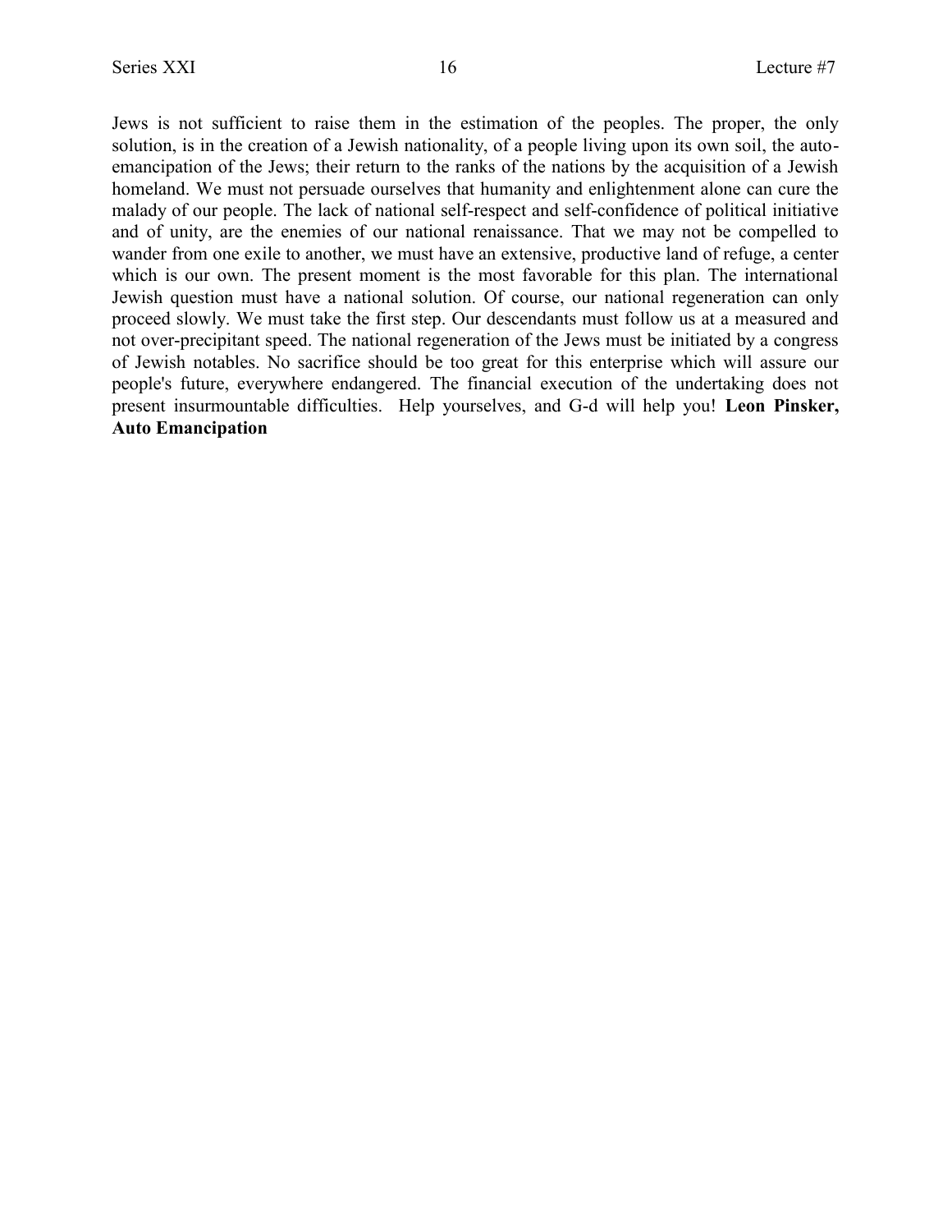Jews is not sufficient to raise them in the estimation of the peoples. The proper, the only solution, is in the creation of a Jewish nationality, of a people living upon its own soil, the auto-emancipation of the Jews; their return to the ranks of the nations by the acquisition of a Jewish homeland. We must not persuade ourselves that humanity and enlightenment alone can cure the malady of our people. The lack of national self-respect and self-confidence of political initiative and of unity, are the enemies of our national renaissance. That we may not be compelled to wander from one exile to another, we must have an extensive, productive land of refuge, a center which is our own. The present moment is the most favorable for this plan. The international Jewish question must have a national solution. Of course, our national regeneration can only proceed slowly. We must take the first step. Our descendants must follow us at a measured and not over-precipitant speed. The national regeneration of the Jews must be initiated by a congress of Jewish notables. No sacrifice should be too great for this enterprise which will assure our people's future, everywhere endangered. The financial execution of the undertaking does not present insurmountable difficulties. Help yourselves, and G-d will help you! **Leon Pinsker, Auto Emancipation**